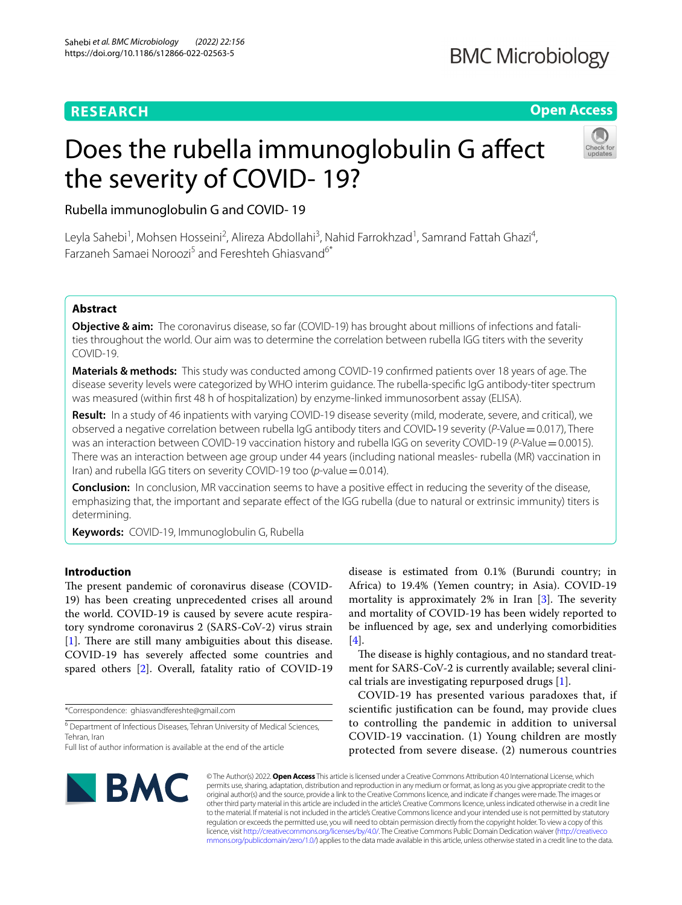RESEARCH

Open Access

# Does the rubella immunoglobulin G affect the severity of COVID- 19?

Rubella immunoglobulin G and COVID- 19

Leyla Sahebi[1], Mohsen Hosseini[2], Alireza Abdollahi[3], Nahid Farrokhzad[1], Samrand Fattah Ghazi[4], Farzaneh Samaei Noroozi[5] and Fereshteh Ghiasvand[6*]

## Abstract

**Objective & aim:** The coronavirus disease, so far (COVID-19) has brought about millions of infections and fatalities throughout the world. Our aim was to determine the correlation between rubella IGG titers with the severity COVID-19.

**Materials & methods:** This study was conducted among COVID-19 confirmed patients over 18 years of age. The disease severity levels were categorized by WHO interim guidance. The rubella-specific IgG antibody-titer spectrum was measured (within first 48 h of hospitalization) by enzyme-linked immunosorbent assay (ELISA).

**Result:** In a study of 46 inpatients with varying COVID-19 disease severity (mild, moderate, severe, and critical), we observed a negative correlation between rubella IgG antibody titers and COVID-19 severity (*P*-Value = 0.017), There was an interaction between COVID-19 vaccination history and rubella IGG on severity COVID-19 (*P*-Value = 0.0015). There was an interaction between age group under 44 years (including national measles- rubella (MR) vaccination in Iran) and rubella IGG titers on severity COVID-19 too (*p*-value = 0.014).

**Conclusion:** In conclusion, MR vaccination seems to have a positive effect in reducing the severity of the disease, emphasizing that, the important and separate effect of the IGG rubella (due to natural or extrinsic immunity) titers is determining.

**Keywords:** COVID-19, Immunoglobulin G, Rubella

## Introduction

The present pandemic of coronavirus disease (COVID-19) has been creating unprecedented crises all around the world. COVID-19 is caused by severe acute respiratory syndrome coronavirus 2 (SARS-CoV-2) virus strain [1]. There are still many ambiguities about this disease. COVID-19 has severely affected some countries and spared others [2]. Overall, fatality ratio of COVID-19 disease is estimated from 0.1% (Burundi country; in Africa) to 19.4% (Yemen country; in Asia). COVID-19 mortality is approximately 2% in Iran [3]. The severity and mortality of COVID-19 has been widely reported to be influenced by age, sex and underlying comorbidities [4].

The disease is highly contagious, and no standard treatment for SARS-CoV-2 is currently available; several clinical trials are investigating repurposed drugs [1].

COVID-19 has presented various paradoxes that, if scientific justification can be found, may provide clues to controlling the pandemic in addition to universal COVID-19 vaccination. (1) Young children are mostly protected from severe disease. (2) numerous countries

*Correspondence: ghiasvandfereshte@gmail.com

[6] Department of Infectious Diseases, Tehran University of Medical Sciences, Tehran, Iran

Full list of author information is available at the end of the article

© The Author(s) 2022. **Open Access** This article is licensed under a Creative Commons Attribution 4.0 International License, which permits use, sharing, adaptation, distribution and reproduction in any medium or format, as long as you give appropriate credit to the original author(s) and the source, provide a link to the Creative Commons licence, and indicate if changes were made. The images or other third party material in this article are included in the article's Creative Commons licence, unless indicated otherwise in a credit line to the material. If material is not included in the article's Creative Commons licence and your intended use is not permitted by statutory regulation or exceeds the permitted use, you will need to obtain permission directly from the copyright holder. To view a copy of this licence, visit http://creativecommons.org/licenses/by/4.0/. The Creative Commons Public Domain Dedication waiver (http://creativecommons.org/publicdomain/zero/1.0/) applies to the data made available in this article, unless otherwise stated in a credit line to the data.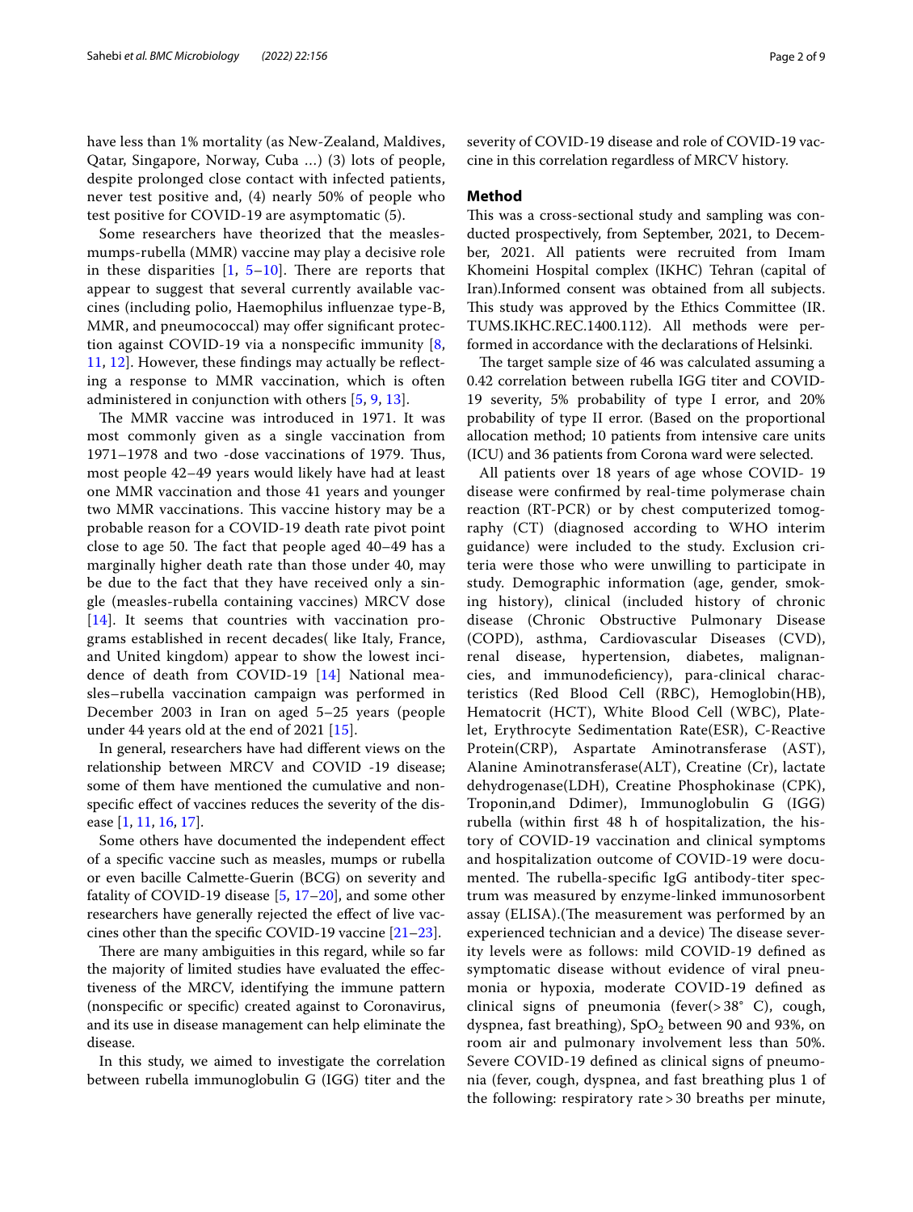have less than 1% mortality (as New-Zealand, Maldives, Qatar, Singapore, Norway, Cuba …) (3) lots of people, despite prolonged close contact with infected patients, never test positive and, (4) nearly 50% of people who test positive for COVID-19 are asymptomatic (5).

Some researchers have theorized that the measles-mumps-rubella (MMR) vaccine may play a decisive role in these disparities [1, 5–10]. There are reports that appear to suggest that several currently available vaccines (including polio, Haemophilus influenzae type-B, MMR, and pneumococcal) may offer significant protection against COVID-19 via a nonspecific immunity [8, 11, 12]. However, these findings may actually be reflecting a response to MMR vaccination, which is often administered in conjunction with others [5, 9, 13].

The MMR vaccine was introduced in 1971. It was most commonly given as a single vaccination from 1971–1978 and two -dose vaccinations of 1979. Thus, most people 42–49 years would likely have had at least one MMR vaccination and those 41 years and younger two MMR vaccinations. This vaccine history may be a probable reason for a COVID-19 death rate pivot point close to age 50. The fact that people aged 40–49 has a marginally higher death rate than those under 40, may be due to the fact that they have received only a single (measles-rubella containing vaccines) MRCV dose [14]. It seems that countries with vaccination programs established in recent decades( like Italy, France, and United kingdom) appear to show the lowest incidence of death from COVID-19 [14] National measles–rubella vaccination campaign was performed in December 2003 in Iran on aged 5–25 years (people under 44 years old at the end of 2021 [15].

In general, researchers have had different views on the relationship between MRCV and COVID -19 disease; some of them have mentioned the cumulative and nonspecific effect of vaccines reduces the severity of the disease [1, 11, 16, 17].

Some others have documented the independent effect of a specific vaccine such as measles, mumps or rubella or even bacille Calmette-Guerin (BCG) on severity and fatality of COVID-19 disease [5, 17–20], and some other researchers have generally rejected the effect of live vaccines other than the specific COVID-19 vaccine [21–23].

There are many ambiguities in this regard, while so far the majority of limited studies have evaluated the effectiveness of the MRCV, identifying the immune pattern (nonspecific or specific) created against to Coronavirus, and its use in disease management can help eliminate the disease.

In this study, we aimed to investigate the correlation between rubella immunoglobulin G (IGG) titer and the severity of COVID-19 disease and role of COVID-19 vaccine in this correlation regardless of MRCV history.

## Method

This was a cross-sectional study and sampling was conducted prospectively, from September, 2021, to December, 2021. All patients were recruited from Imam Khomeini Hospital complex (IKHC) Tehran (capital of Iran).Informed consent was obtained from all subjects. This study was approved by the Ethics Committee (IR.TUMS.IKHC.REC.1400.112). All methods were performed in accordance with the declarations of Helsinki.

The target sample size of 46 was calculated assuming a 0.42 correlation between rubella IGG titer and COVID-19 severity, 5% probability of type I error, and 20% probability of type II error. (Based on the proportional allocation method; 10 patients from intensive care units (ICU) and 36 patients from Corona ward were selected.

All patients over 18 years of age whose COVID- 19 disease were confirmed by real-time polymerase chain reaction (RT-PCR) or by chest computerized tomography (CT) (diagnosed according to WHO interim guidance) were included to the study. Exclusion criteria were those who were unwilling to participate in study. Demographic information (age, gender, smoking history), clinical (included history of chronic disease (Chronic Obstructive Pulmonary Disease (COPD), asthma, Cardiovascular Diseases (CVD), renal disease, hypertension, diabetes, malignancies, and immunodeficiency), para-clinical characteristics (Red Blood Cell (RBC), Hemoglobin(HB), Hematocrit (HCT), White Blood Cell (WBC), Platelet, Erythrocyte Sedimentation Rate(ESR), C-Reactive Protein(CRP), Aspartate Aminotransferase (AST), Alanine Aminotransferase(ALT), Creatine (Cr), lactate dehydrogenase(LDH), Creatine Phosphokinase (CPK), Troponin,and Ddimer), Immunoglobulin G (IGG) rubella (within first 48 h of hospitalization, the history of COVID-19 vaccination and clinical symptoms and hospitalization outcome of COVID-19 were documented. The rubella-specific IgG antibody-titer spectrum was measured by enzyme-linked immunosorbent assay (ELISA).(The measurement was performed by an experienced technician and a device) The disease severity levels were as follows: mild COVID-19 defined as symptomatic disease without evidence of viral pneumonia or hypoxia, moderate COVID-19 defined as clinical signs of pneumonia (fever(> 38° C), cough, dyspnea, fast breathing), $SpO_2$ between 90 and 93%, on room air and pulmonary involvement less than 50%. Severe COVID-19 defined as clinical signs of pneumonia (fever, cough, dyspnea, and fast breathing plus 1 of the following: respiratory rate > 30 breaths per minute,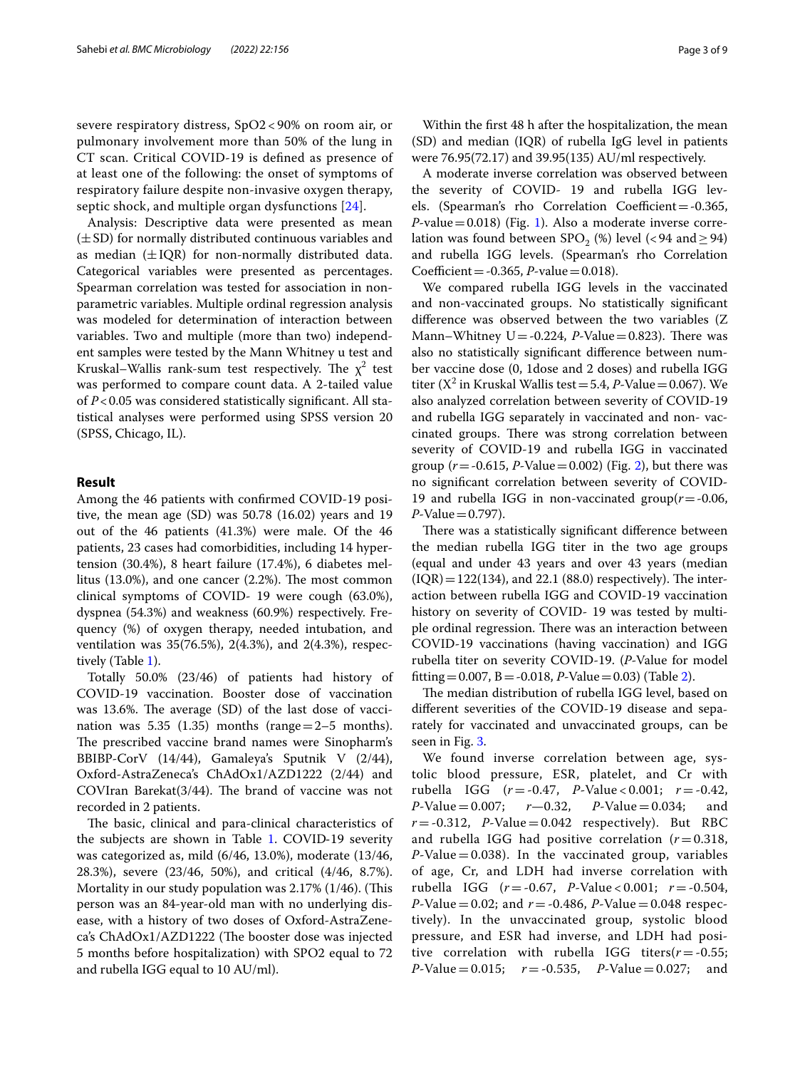severe respiratory distress, SpO2 < 90% on room air, or pulmonary involvement more than 50% of the lung in CT scan. Critical COVID-19 is defined as presence of at least one of the following: the onset of symptoms of respiratory failure despite non-invasive oxygen therapy, septic shock, and multiple organ dysfunctions [24].

Analysis: Descriptive data were presented as mean (± SD) for normally distributed continuous variables and as median (± IQR) for non-normally distributed data. Categorical variables were presented as percentages. Spearman correlation was tested for association in non-parametric variables. Multiple ordinal regression analysis was modeled for determination of interaction between variables. Two and multiple (more than two) independent samples were tested by the Mann Whitney u test and Kruskal–Wallis rank-sum test respectively. The $\chi^2$ test was performed to compare count data. A 2-tailed value of $P < 0.05$ was considered statistically significant. All statistical analyses were performed using SPSS version 20 (SPSS, Chicago, IL).

## Result

Among the 46 patients with confirmed COVID-19 positive, the mean age (SD) was 50.78 (16.02) years and 19 out of the 46 patients (41.3%) were male. Of the 46 patients, 23 cases had comorbidities, including 14 hypertension (30.4%), 8 heart failure (17.4%), 6 diabetes mellitus (13.0%), and one cancer (2.2%). The most common clinical symptoms of COVID- 19 were cough (63.0%), dyspnea (54.3%) and weakness (60.9%) respectively. Frequency (%) of oxygen therapy, needed intubation, and ventilation was 35(76.5%), 2(4.3%), and 2(4.3%), respectively (Table 1).

Totally 50.0% (23/46) of patients had history of COVID-19 vaccination. Booster dose of vaccination was 13.6%. The average (SD) of the last dose of vaccination was 5.35 (1.35) months (range = 2–5 months). The prescribed vaccine brand names were Sinopharm's BBIBP-CorV (14/44), Gamaleya's Sputnik V (2/44), Oxford-AstraZeneca's ChAdOx1/AZD1222 (2/44) and COVIran Barekat(3/44). The brand of vaccine was not recorded in 2 patients.

The basic, clinical and para-clinical characteristics of the subjects are shown in Table 1. COVID-19 severity was categorized as, mild (6/46, 13.0%), moderate (13/46, 28.3%), severe (23/46, 50%), and critical (4/46, 8.7%). Mortality in our study population was 2.17% (1/46). (This person was an 84-year-old man with no underlying disease, with a history of two doses of Oxford-AstraZeneca's ChAdOx1/AZD1222 (The booster dose was injected 5 months before hospitalization) with SPO2 equal to 72 and rubella IGG equal to 10 AU/ml).

Within the first 48 h after the hospitalization, the mean (SD) and median (IQR) of rubella IgG level in patients were 76.95(72.17) and 39.95(135) AU/ml respectively.

A moderate inverse correlation was observed between the severity of COVID- 19 and rubella IGG levels. (Spearman's rho Correlation Coefficient = -0.365, *P*-value = 0.018) (Fig. 1). Also a moderate inverse correlation was found between $SPO_2$ (%) level (< 94 and ≥ 94) and rubella IGG levels. (Spearman's rho Correlation Coefficient = -0.365, *P*-value = 0.018).

We compared rubella IGG levels in the vaccinated and non-vaccinated groups. No statistically significant difference was observed between the two variables (Z Mann–Whitney U = -0.224, *P*-Value = 0.823). There was also no statistically significant difference between number vaccine dose (0, 1dose and 2 doses) and rubella IGG titer ($X^2$ in Kruskal Wallis test = 5.4, *P*-Value = 0.067). We also analyzed correlation between severity of COVID-19 and rubella IGG separately in vaccinated and non- vaccinated groups. There was strong correlation between severity of COVID-19 and rubella IGG in vaccinated group ($r$ = -0.615, *P*-Value = 0.002) (Fig. 2), but there was no significant correlation between severity of COVID-19 and rubella IGG in non-vaccinated group($r$ = -0.06, *P*-Value = 0.797).

There was a statistically significant difference between the median rubella IGG titer in the two age groups (equal and under 43 years and over 43 years (median (IQR) = 122(134), and 22.1 (88.0) respectively). The interaction between rubella IGG and COVID-19 vaccination history on severity of COVID- 19 was tested by multiple ordinal regression. There was an interaction between COVID-19 vaccinations (having vaccination) and IGG rubella titer on severity COVID-19. (*P*-Value for model fitting = 0.007, B = -0.018, *P*-Value = 0.03) (Table 2).

The median distribution of rubella IGG level, based on different severities of the COVID-19 disease and separately for vaccinated and unvaccinated groups, can be seen in Fig. 3.

We found inverse correlation between age, systolic blood pressure, ESR, platelet, and Cr with rubella IGG ($r$ = -0.47, *P*-Value < 0.001; $r$ = -0.42, *P*-Value = 0.007; $r$—0.32, *P*-Value = 0.034; and $r$ = -0.312, *P*-Value = 0.042 respectively). But RBC and rubella IGG had positive correlation ($r$ = 0.318, *P*-Value = 0.038). In the vaccinated group, variables of age, Cr, and LDH had inverse correlation with rubella IGG ($r$ = -0.67, *P*-Value < 0.001; $r$ = -0.504, *P*-Value = 0.02; and $r$ = -0.486, *P*-Value = 0.048 respectively). In the unvaccinated group, systolic blood pressure, and ESR had inverse, and LDH had positive correlation with rubella IGG titers($r$ = -0.55; *P*-Value = 0.015; $r$ = -0.535, *P*-Value = 0.027; and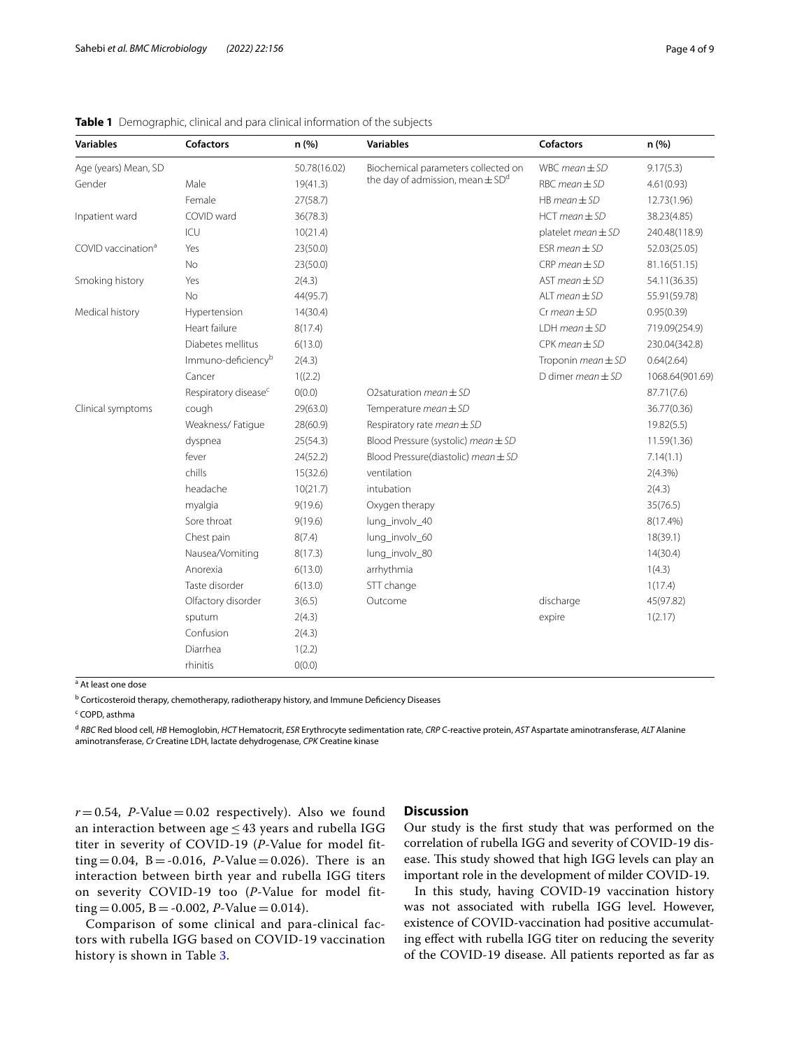**Table 1** Demographic, clinical and para clinical information of the subjects

| Variables | Cofactors | n (%) | Variables | Cofactors | n (%) |
|---|---|---|---|---|---|
| Age (years) Mean, SD | | 50.78(16.02) | Biochemical parameters collected on the day of admission, mean ± SD[d] | WBC *mean ± SD* | 9.17(5.3) |
| Gender | Male | 19(41.3) | | RBC *mean ± SD* | 4.61(0.93) |
| | Female | 27(58.7) | | HB *mean ± SD* | 12.73(1.96) |
| Inpatient ward | COVID ward | 36(78.3) | | HCT *mean ± SD* | 38.23(4.85) |
| | ICU | 10(21.4) | | platelet *mean ± SD* | 240.48(118.9) |
| COVID vaccination[a] | Yes | 23(50.0) | | ESR *mean ± SD* | 52.03(25.05) |
| | No | 23(50.0) | | CRP *mean ± SD* | 81.16(51.15) |
| Smoking history | Yes | 2(4.3) | | AST *mean ± SD* | 54.11(36.35) |
| | No | 44(95.7) | | ALT *mean ± SD* | 55.91(59.78) |
| Medical history | Hypertension | 14(30.4) | | Cr *mean ± SD* | 0.95(0.39) |
| | Heart failure | 8(17.4) | | LDH *mean ± SD* | 719.09(254.9) |
| | Diabetes mellitus | 6(13.0) | | CPK *mean ± SD* | 230.04(342.8) |
| | Immuno-deficiency[b] | 2(4.3) | | Troponin *mean ± SD* | 0.64(2.64) |
| | Cancer | 1((2.2) | | D dimer *mean ± SD* | 1068.64(901.69) |
| | Respiratory disease[c] | 0(0.0) | O2saturation *mean ± SD* | | 87.71(7.6) |
| Clinical symptoms | cough | 29(63.0) | Temperature *mean ± SD* | | 36.77(0.36) |
| | Weakness/ Fatigue | 28(60.9) | Respiratory rate *mean ± SD* | | 19.82(5.5) |
| | dyspnea | 25(54.3) | Blood Pressure (systolic) *mean ± SD* | | 11.59(1.36) |
| | fever | 24(52.2) | Blood Pressure(diastolic) *mean ± SD* | | 7.14(1.1) |
| | chills | 15(32.6) | ventilation | | 2(4.3%) |
| | headache | 10(21.7) | intubation | | 2(4.3) |
| | myalgia | 9(19.6) | Oxygen therapy | | 35(76.5) |
| | Sore throat | 9(19.6) | lung_involv_40 | | 8(17.4%) |
| | Chest pain | 8(7.4) | lung_involv_60 | | 18(39.1) |
| | Nausea/Vomiting | 8(17.3) | lung_involv_80 | | 14(30.4) |
| | Anorexia | 6(13.0) | arrhythmia | | 1(4.3) |
| | Taste disorder | 6(13.0) | STT change | | 1(17.4) |
| | Olfactory disorder | 3(6.5) | Outcome | discharge | 45(97.82) |
| | sputum | 2(4.3) | | expire | 1(2.17) |
| | Confusion | 2(4.3) | | | |
| | Diarrhea | 1(2.2) | | | |
| | rhinitis | 0(0.0) | | | |

[a] At least one dose

[b] Corticosteroid therapy, chemotherapy, radiotherapy history, and Immune Deficiency Diseases

[c] COPD, asthma

[d] *RBC* Red blood cell, *HB* Hemoglobin, *HCT* Hematocrit, *ESR* Erythrocyte sedimentation rate, *CRP* C-reactive protein, *AST* Aspartate aminotransferase, *ALT* Alanine aminotransferase, *Cr* Creatine LDH, lactate dehydrogenase, *CPK* Creatine kinase

$r = 0.54$, *P*-Value = 0.02 respectively). Also we found an interaction between age ≤ 43 years and rubella IGG titer in severity of COVID-19 (*P*-Value for model fitting = 0.04, B = -0.016, *P*-Value = 0.026). There is an interaction between birth year and rubella IGG titers on severity COVID-19 too (*P*-Value for model fitting = 0.005, B = -0.002, *P*-Value = 0.014).

Comparison of some clinical and para-clinical factors with rubella IGG based on COVID-19 vaccination history is shown in Table 3.

## Discussion

Our study is the first study that was performed on the correlation of rubella IGG and severity of COVID-19 disease. This study showed that high IGG levels can play an important role in the development of milder COVID-19.

In this study, having COVID-19 vaccination history was not associated with rubella IGG level. However, existence of COVID-vaccination had positive accumulating effect with rubella IGG titer on reducing the severity of the COVID-19 disease. All patients reported as far as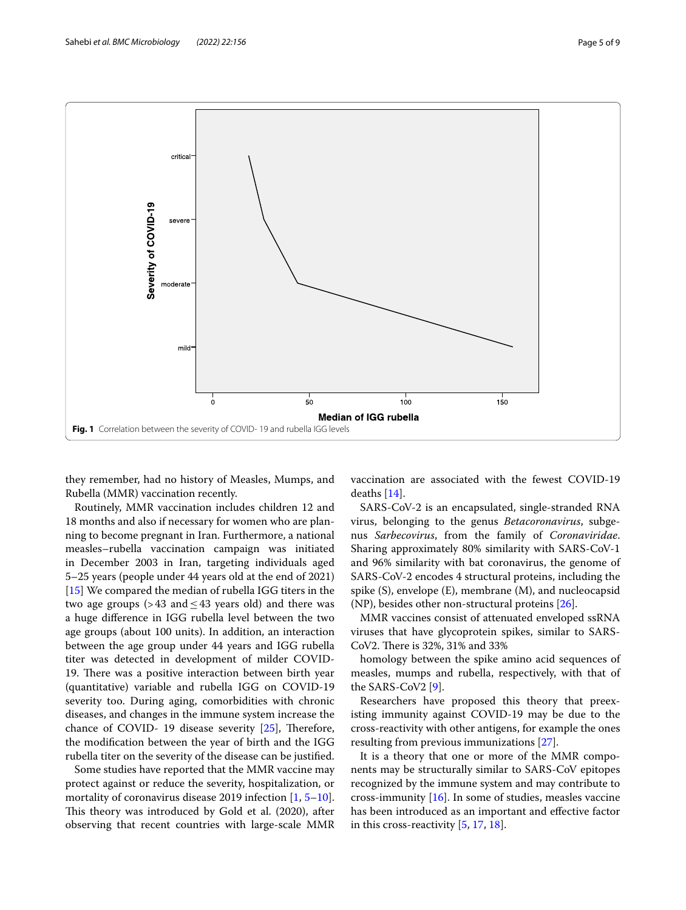Fig. 1 Correlation between the severity of COVID- 19 and rubella IGG levels

they remember, had no history of Measles, Mumps, and Rubella (MMR) vaccination recently.

Routinely, MMR vaccination includes children 12 and 18 months and also if necessary for women who are planning to become pregnant in Iran. Furthermore, a national measles–rubella vaccination campaign was initiated in December 2003 in Iran, targeting individuals aged 5–25 years (people under 44 years old at the end of 2021) [15] We compared the median of rubella IGG titers in the two age groups (>43 and ≤43 years old) and there was a huge difference in IGG rubella level between the two age groups (about 100 units). In addition, an interaction between the age group under 44 years and IGG rubella titer was detected in development of milder COVID-19. There was a positive interaction between birth year (quantitative) variable and rubella IGG on COVID-19 severity too. During aging, comorbidities with chronic diseases, and changes in the immune system increase the chance of COVID- 19 disease severity [25], Therefore, the modification between the year of birth and the IGG rubella titer on the severity of the disease can be justified.

Some studies have reported that the MMR vaccine may protect against or reduce the severity, hospitalization, or mortality of coronavirus disease 2019 infection [1, 5–10]. This theory was introduced by Gold et al. (2020), after observing that recent countries with large-scale MMR vaccination are associated with the fewest COVID-19 deaths [14].

SARS-CoV-2 is an encapsulated, single-stranded RNA virus, belonging to the genus *Betacoronavirus*, subgenus *Sarbecovirus*, from the family of *Coronaviridae*. Sharing approximately 80% similarity with SARS-CoV-1 and 96% similarity with bat coronavirus, the genome of SARS-CoV-2 encodes 4 structural proteins, including the spike (S), envelope (E), membrane (M), and nucleocapsid (NP), besides other non-structural proteins [26].

MMR vaccines consist of attenuated enveloped ssRNA viruses that have glycoprotein spikes, similar to SARS-CoV2. There is 32%, 31% and 33%

homology between the spike amino acid sequences of measles, mumps and rubella, respectively, with that of the SARS-CoV2 [9].

Researchers have proposed this theory that preexisting immunity against COVID-19 may be due to the cross-reactivity with other antigens, for example the ones resulting from previous immunizations [27].

It is a theory that one or more of the MMR components may be structurally similar to SARS-CoV epitopes recognized by the immune system and may contribute to cross-immunity [16]. In some of studies, measles vaccine has been introduced as an important and effective factor in this cross-reactivity [5, 17, 18].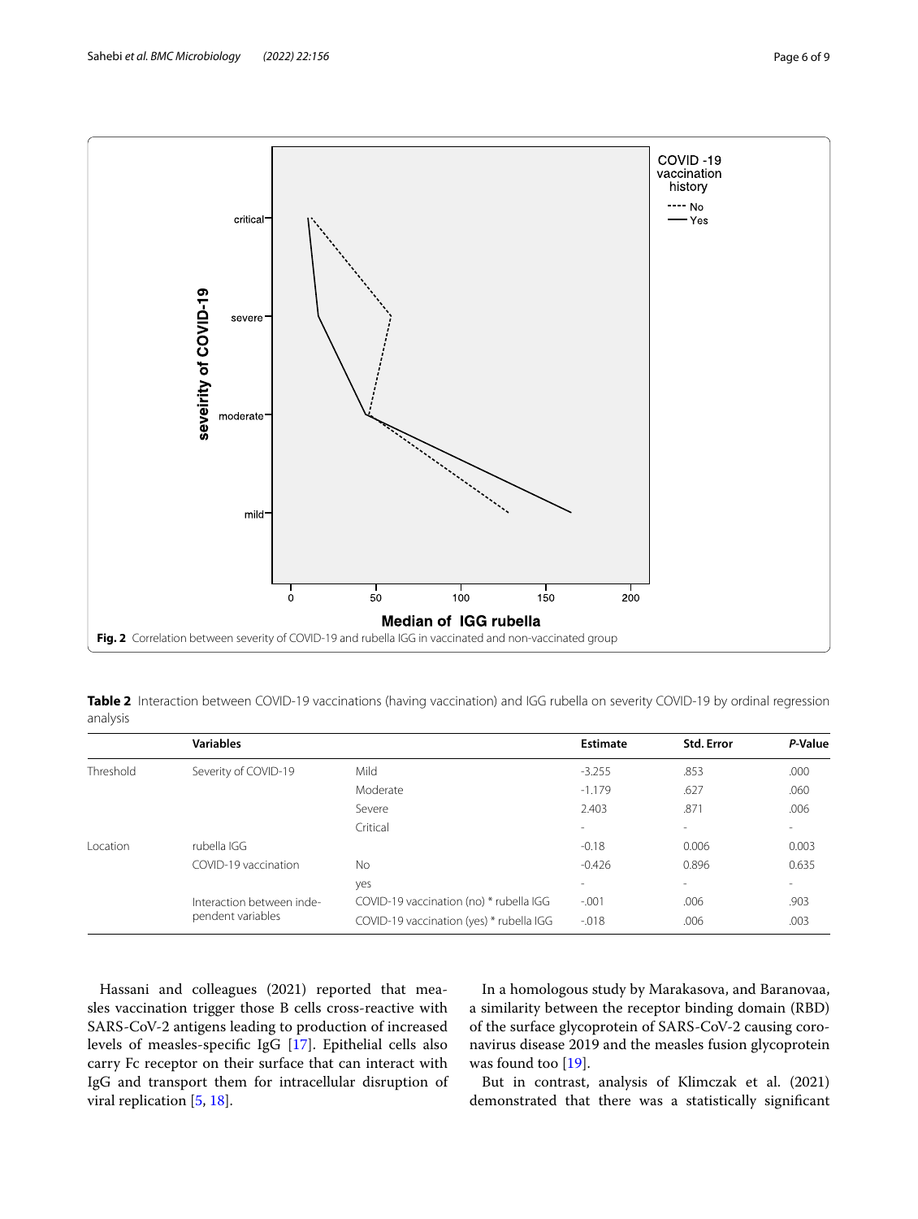Fig. 2 Correlation between severity of COVID-19 and rubella IGG in vaccinated and non-vaccinated group

**Table 2** Interaction between COVID-19 vaccinations (having vaccination) and IGG rubella on severity COVID-19 by ordinal regression analysis

| | Variables | | Estimate | Std. Error | *P*-Value |
|---|---|---|---|---|---|
| Threshold | Severity of COVID-19 | Mild | -3.255 | .853 | .000 |
| | | Moderate | -1.179 | .627 | .060 |
| | | Severe | 2.403 | .871 | .006 |
| | | Critical | - | - | - |
| Location | rubella IGG | | -0.18 | 0.006 | 0.003 |
| | COVID-19 vaccination | No | -0.426 | 0.896 | 0.635 |
| | | yes | - | - | - |
| | Interaction between independent variables | COVID-19 vaccination (no) * rubella IGG | -.001 | .006 | .903 |
| | | COVID-19 vaccination (yes) * rubella IGG | -.018 | .006 | .003 |

Hassani and colleagues (2021) reported that measles vaccination trigger those B cells cross-reactive with SARS-CoV-2 antigens leading to production of increased levels of measles-specific IgG [17]. Epithelial cells also carry Fc receptor on their surface that can interact with IgG and transport them for intracellular disruption of viral replication [5, 18].

In a homologous study by Marakasova, and Baranovaa, a similarity between the receptor binding domain (RBD) of the surface glycoprotein of SARS-CoV-2 causing coronavirus disease 2019 and the measles fusion glycoprotein was found too [19].

But in contrast, analysis of Klimczak et al. (2021) demonstrated that there was a statistically significant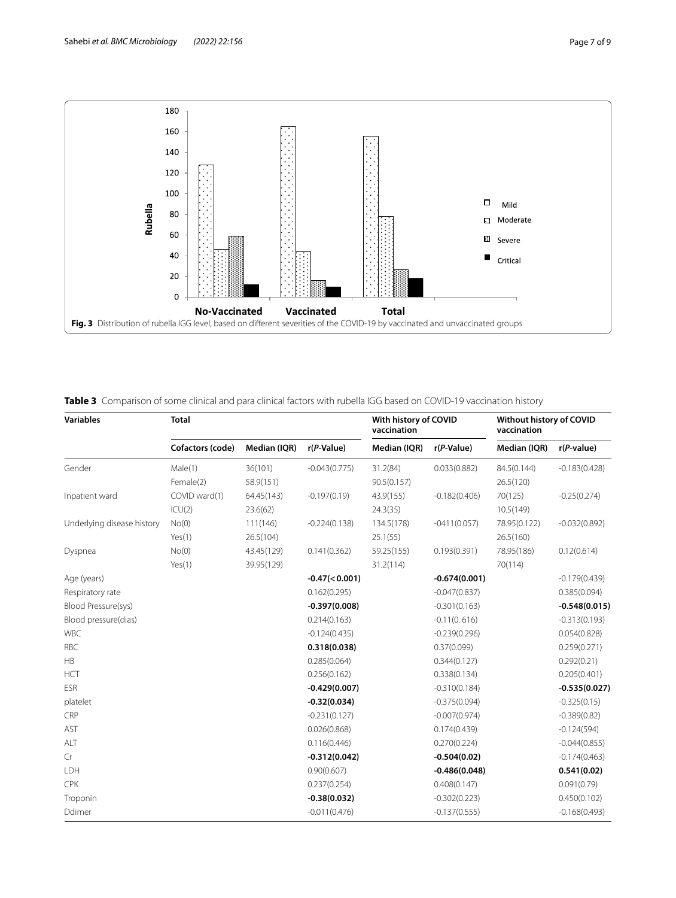Fig. 3 Distribution of rubella IGG level, based on different severities of the COVID-19 by vaccinated and unvaccinated groups

**Table 3** Comparison of some clinical and para clinical factors with rubella IGG based on COVID-19 vaccination history

| Variables | Total | | | With history of COVID vaccination | | Without history of COVID vaccination | |
|---|---|---|---|---|---|---|---|
| | Cofactors (code) | Median (IQR) | r(*P*-Value) | Median (IQR) | r(*P*-Value) | Median (IQR) | r(*P*-value) |
| Gender | Male(1) | 36(101) | -0.043(0.775) | 31.2(84) | 0.033(0.882) | 84.5(0.144) | -0.183(0.428) |
| | Female(2) | 58.9(151) | | 90.5(0.157) | | 26.5(120) | |
| Inpatient ward | COVID ward(1) | 64.45(143) | -0.197(0.19) | 43.9(155) | -0.182(0.406) | 70(125) | -0.25(0.274) |
| | ICU(2) | 23.6(62) | | 24.3(35) | | 10.5(149) | |
| Underlying disease history | No(0) | 111(146) | -0.224(0.138) | 134.5(178) | -0411(0.057) | 78.95(0.122) | -0.032(0.892) |
| | Yes(1) | 26.5(104) | | 25.1(55) | | 26.5(160) | |
| Dyspnea | No(0) | 43.45(129) | 0.141(0.362) | 59.25(155) | 0.193(0.391) | 78.95(186) | 0.12(0.614) |
| | Yes(1) | 39.95(129) | | 31.2(114) | | 70(114) | |
| Age (years) | | | **-0.47(< 0.001)** | | **-0.674(0.001)** | | -0.179(0.439) |
| Respiratory rate | | | 0.162(0.295) | | -0.047(0.837) | | 0.385(0.094) |
| Blood Pressure(sys) | | | **-0.397(0.008)** | | -0.301(0.163) | | **-0.548(0.015)** |
| Blood pressure(dias) | | | 0.214(0.163) | | -0.11(0. 616) | | -0.313(0.193) |
| WBC | | | -0.124(0.435) | | -0.239(0.296) | | 0.054(0.828) |
| RBC | | | **0.318(0.038)** | | 0.37(0.099) | | 0.259(0.271) |
| HB | | | 0.285(0.064) | | 0.344(0.127) | | 0.292(0.21) |
| HCT | | | 0.256(0.162) | | 0.338(0.134) | | 0.205(0.401) |
| ESR | | | **-0.429(0.007)** | | -0.310(0.184) | | **-0.535(0.027)** |
| platelet | | | **-0.32(0.034)** | | -0.375(0.094) | | -0.325(0.15) |
| CRP | | | -0.231(0.127) | | -0.007(0.974) | | -0.389(0.82) |
| AST | | | 0.026(0.868) | | 0.174(0.439) | | -0.124(594) |
| ALT | | | 0.116(0.446) | | 0.270(0.224) | | -0.044(0.855) |
| Cr | | | **-0.312(0.042)** | | **-0.504(0.02)** | | -0.174(0.463) |
| LDH | | | 0.90(0.607) | | **-0.486(0.048)** | | **0.541(0.02)** |
| CPK | | | 0.237(0.254) | | 0.408(0.147) | | 0.091(0.79) |
| Troponin | | | **-0.38(0.032)** | | -0.302(0.223) | | 0.450(0.102) |
| Ddimer | | | -0.011(0.476) | | -0.137(0.555) | | -0.168(0.493) |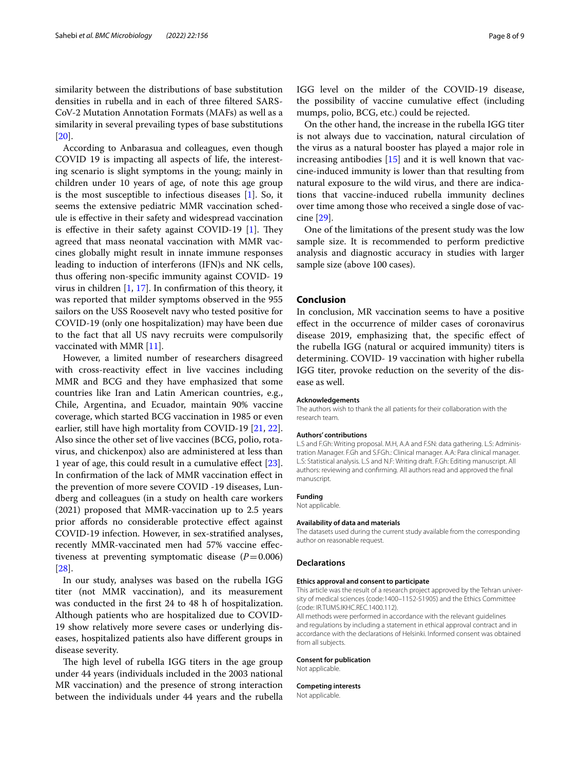similarity between the distributions of base substitution densities in rubella and in each of three filtered SARS-CoV-2 Mutation Annotation Formats (MAFs) as well as a similarity in several prevailing types of base substitutions [20].

According to Anbarasua and colleagues, even though COVID 19 is impacting all aspects of life, the interesting scenario is slight symptoms in the young; mainly in children under 10 years of age, of note this age group is the most susceptible to infectious diseases [1]. So, it seems the extensive pediatric MMR vaccination schedule is effective in their safety and widespread vaccination is effective in their safety against COVID-19 [1]. They agreed that mass neonatal vaccination with MMR vaccines globally might result in innate immune responses leading to induction of interferons (IFN)s and NK cells, thus offering non-specific immunity against COVID- 19 virus in children [1, 17]. In confirmation of this theory, it was reported that milder symptoms observed in the 955 sailors on the USS Roosevelt navy who tested positive for COVID-19 (only one hospitalization) may have been due to the fact that all US navy recruits were compulsorily vaccinated with MMR [11].

However, a limited number of researchers disagreed with cross-reactivity effect in live vaccines including MMR and BCG and they have emphasized that some countries like Iran and Latin American countries, e.g., Chile, Argentina, and Ecuador, maintain 90% vaccine coverage, which started BCG vaccination in 1985 or even earlier, still have high mortality from COVID-19 [21, 22]. Also since the other set of live vaccines (BCG, polio, rotavirus, and chickenpox) also are administered at less than 1 year of age, this could result in a cumulative effect [23]. In confirmation of the lack of MMR vaccination effect in the prevention of more severe COVID -19 diseases, Lundberg and colleagues (in a study on health care workers (2021) proposed that MMR-vaccination up to 2.5 years prior affords no considerable protective effect against COVID-19 infection. However, in sex-stratified analyses, recently MMR-vaccinated men had 57% vaccine effectiveness at preventing symptomatic disease ($P=0.006$) [28].

In our study, analyses was based on the rubella IGG titer (not MMR vaccination), and its measurement was conducted in the first 24 to 48 h of hospitalization. Although patients who are hospitalized due to COVID-19 show relatively more severe cases or underlying diseases, hospitalized patients also have different groups in disease severity.

The high level of rubella IGG titers in the age group under 44 years (individuals included in the 2003 national MR vaccination) and the presence of strong interaction between the individuals under 44 years and the rubella IGG level on the milder of the COVID-19 disease, the possibility of vaccine cumulative effect (including mumps, polio, BCG, etc.) could be rejected.

On the other hand, the increase in the rubella IGG titer is not always due to vaccination, natural circulation of the virus as a natural booster has played a major role in increasing antibodies [15] and it is well known that vaccine-induced immunity is lower than that resulting from natural exposure to the wild virus, and there are indications that vaccine-induced rubella immunity declines over time among those who received a single dose of vaccine [29].

One of the limitations of the present study was the low sample size. It is recommended to perform predictive analysis and diagnostic accuracy in studies with larger sample size (above 100 cases).

## Conclusion

In conclusion, MR vaccination seems to have a positive effect in the occurrence of milder cases of coronavirus disease 2019, emphasizing that, the specific effect of the rubella IGG (natural or acquired immunity) titers is determining. COVID- 19 vaccination with higher rubella IGG titer, provoke reduction on the severity of the disease as well.

#### Acknowledgements

The authors wish to thank the all patients for their collaboration with the research team.

#### Authors' contributions

L.S and F.Gh: Writing proposal. M.H, A.A and F.SN: data gathering. L.S: Administration Manager. F.Gh and S.FGh.: Clinical manager. A.A: Para clinical manager. L.S: Statistical analysis. L.S and N.F: Writing draft. F.Gh: Editing manuscript. All authors: reviewing and confirming. All authors read and approved the final manuscript.

#### Funding

Not applicable.

#### Availability of data and materials

The datasets used during the current study available from the corresponding author on reasonable request.

## Declarations

#### Ethics approval and consent to participate

This article was the result of a research project approved by the Tehran university of medical sciences (code:1400–1152-51905) and the Ethics Committee (code: IR.TUMS.IKHC.REC.1400.112).

All methods were performed in accordance with the relevant guidelines and regulations by including a statement in ethical approval contract and in accordance with the declarations of Helsinki. Informed consent was obtained from all subjects.

#### Consent for publication

Not applicable.

#### Competing interests

Not applicable.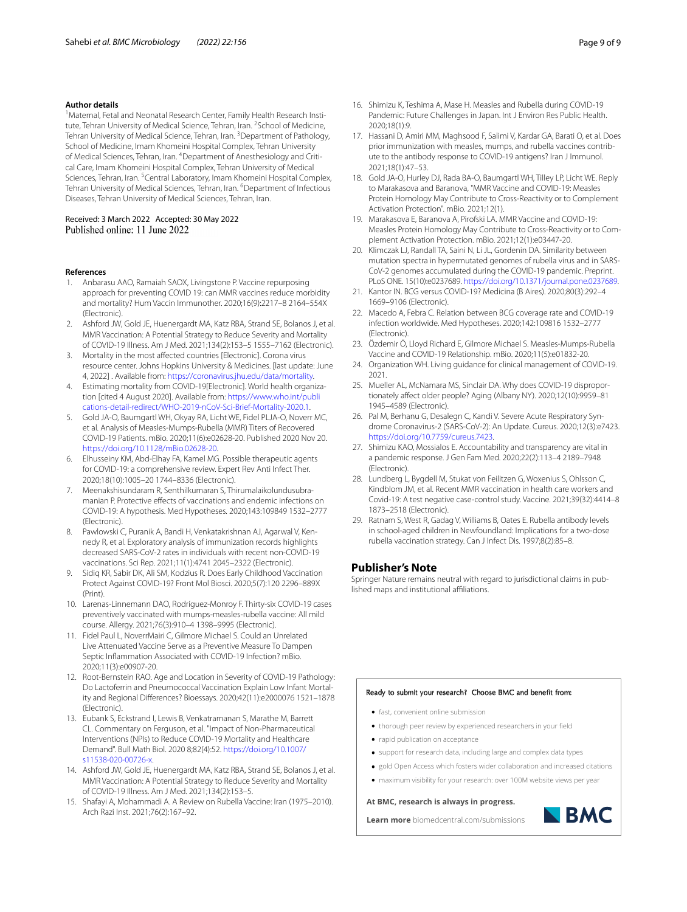#### Author details

[1] Maternal, Fetal and Neonatal Research Center, Family Health Research Institute, Tehran University of Medical Science, Tehran, Iran. [2] School of Medicine, Tehran University of Medical Science, Tehran, Iran. [3] Department of Pathology, School of Medicine, Imam Khomeini Hospital Complex, Tehran University of Medical Sciences, Tehran, Iran. [4] Department of Anesthesiology and Critical Care, Imam Khomeini Hospital Complex, Tehran University of Medical Sciences, Tehran, Iran. [5] Central Laboratory, Imam Khomeini Hospital Complex, Tehran University of Medical Sciences, Tehran, Iran. [6] Department of Infectious Diseases, Tehran University of Medical Sciences, Tehran, Iran.

Received: 3 March 2022 Accepted: 30 May 2022
Published online: 11 June 2022

#### References

1. Anbarasu AAO, Ramaiah SAOX, Livingstone P. Vaccine repurposing approach for preventing COVID 19: can MMR vaccines reduce morbidity and mortality? Hum Vaccin Immunother. 2020;16(9):2217–8 2164–554X (Electronic).
2. Ashford JW, Gold JE, Huenergardt MA, Katz RBA, Strand SE, Bolanos J, et al. MMR Vaccination: A Potential Strategy to Reduce Severity and Mortality of COVID-19 Illness. Am J Med. 2021;134(2):153–5 1555–7162 (Electronic).
3. Mortality in the most affected countries [Electronic]. Corona virus resource center. Johns Hopkins University & Medicines. [last update: June 4, 2022] . Available from: https://coronavirus.jhu.edu/data/mortality.
4. Estimating mortality from COVID-19[Electronic]. World health organization [cited 4 August 2020]. Available from: https://www.who.int/publications-detail-redirect/WHO-2019-nCoV-Sci-Brief-Mortality-2020.1.
5. Gold JA-O, Baumgartl WH, Okyay RA, Licht WE, Fidel PLJA-O, Noverr MC, et al. Analysis of Measles-Mumps-Rubella (MMR) Titers of Recovered COVID-19 Patients. mBio. 2020;11(6):e02628-20. Published 2020 Nov 20. https://doi.org/10.1128/mBio.02628-20.
6. Elhusseiny KM, Abd-Elhay FA, Kamel MG. Possible therapeutic agents for COVID-19: a comprehensive review. Expert Rev Anti Infect Ther. 2020;18(10):1005–20 1744–8336 (Electronic).
7. Meenakshisundaram R, Senthilkumaran S, Thirumalaikolundusubramanian P. Protective effects of vaccinations and endemic infections on COVID-19: A hypothesis. Med Hypotheses. 2020;143:109849 1532–2777 (Electronic).
8. Pawlowski C, Puranik A, Bandi H, Venkatakrishnan AJ, Agarwal V, Kennedy R, et al. Exploratory analysis of immunization records highlights decreased SARS-CoV-2 rates in individuals with recent non-COVID-19 vaccinations. Sci Rep. 2021;11(1):4741 2045–2322 (Electronic).
9. Sidiq KR, Sabir DK, Ali SM, Kodzius R. Does Early Childhood Vaccination Protect Against COVID-19? Front Mol Biosci. 2020;5(7):120 2296–889X (Print).
10. Larenas-Linnemann DAO, Rodríguez-Monroy F. Thirty-six COVID-19 cases preventively vaccinated with mumps-measles-rubella vaccine: All mild course. Allergy. 2021;76(3):910–4 1398–9995 (Electronic).
11. Fidel Paul L, NoverrMairi C, Gilmore Michael S. Could an Unrelated Live Attenuated Vaccine Serve as a Preventive Measure To Dampen Septic Inflammation Associated with COVID-19 Infection? mBio. 2020;11(3):e00907-20.
12. Root-Bernstein RAO. Age and Location in Severity of COVID-19 Pathology: Do Lactoferrin and Pneumococcal Vaccination Explain Low Infant Mortality and Regional Differences? Bioessays. 2020;42(11):e2000076 1521–1878 (Electronic).
13. Eubank S, Eckstrand I, Lewis B, Venkatramanan S, Marathe M, Barrett CL. Commentary on Ferguson, et al. "Impact of Non-Pharmaceutical Interventions (NPIs) to Reduce COVID-19 Mortality and Healthcare Demand". Bull Math Biol. 2020 8;82(4):52. https://doi.org/10.1007/s11538-020-00726-x.
14. Ashford JW, Gold JE, Huenergardt MA, Katz RBA, Strand SE, Bolanos J, et al. MMR Vaccination: A Potential Strategy to Reduce Severity and Mortality of COVID-19 Illness. Am J Med. 2021;134(2):153–5.
15. Shafayi A, Mohammadi A. A Review on Rubella Vaccine: Iran (1975–2010). Arch Razi Inst. 2021;76(2):167–92.
16. Shimizu K, Teshima A, Mase H. Measles and Rubella during COVID-19 Pandemic: Future Challenges in Japan. Int J Environ Res Public Health. 2020;18(1):9.
17. Hassani D, Amiri MM, Maghsood F, Salimi V, Kardar GA, Barati O, et al. Does prior immunization with measles, mumps, and rubella vaccines contribute to the antibody response to COVID-19 antigens? Iran J Immunol. 2021;18(1):47–53.
18. Gold JA-O, Hurley DJ, Rada BA-O, Baumgartl WH, Tilley LP, Licht WE. Reply to Marakasova and Baranova, "MMR Vaccine and COVID-19: Measles Protein Homology May Contribute to Cross-Reactivity or to Complement Activation Protection". mBio. 2021;12(1).
19. Marakasova E, Baranova A, Pirofski LA. MMR Vaccine and COVID-19: Measles Protein Homology May Contribute to Cross-Reactivity or to Complement Activation Protection. mBio. 2021;12(1):e03447-20.
20. Klimczak LJ, Randall TA, Saini N, Li JL, Gordenin DA. Similarity between mutation spectra in hypermutated genomes of rubella virus and in SARS-CoV-2 genomes accumulated during the COVID-19 pandemic. Preprint. PLoS ONE. 15(10):e0237689. https://doi.org/10.1371/journal.pone.0237689.
21. Kantor IN. BCG versus COVID-19? Medicina (B Aires). 2020;80(3):292–4 1669–9106 (Electronic).
22. Macedo A, Febra C. Relation between BCG coverage rate and COVID-19 infection worldwide. Med Hypotheses. 2020;142:109816 1532–2777 (Electronic).
23. Özdemir Ö, Lloyd Richard E, Gilmore Michael S. Measles-Mumps-Rubella Vaccine and COVID-19 Relationship. mBio. 2020;11(5):e01832-20.
24. Organization WH. Living guidance for clinical management of COVID-19. 2021.
25. Mueller AL, McNamara MS, Sinclair DA. Why does COVID-19 disproportionately affect older people? Aging (Albany NY). 2020;12(10):9959–81 1945–4589 (Electronic).
26. Pal M, Berhanu G, Desalegn C, Kandi V. Severe Acute Respiratory Syndrome Coronavirus-2 (SARS-CoV-2): An Update. Cureus. 2020;12(3):e7423. https://doi.org/10.7759/cureus.7423.
27. Shimizu KAO, Mossialos E. Accountability and transparency are vital in a pandemic response. J Gen Fam Med. 2020;22(2):113–4 2189–7948 (Electronic).
28. Lundberg L, Bygdell M, Stukat von Feilitzen G, Woxenius S, Ohlsson C, Kindblom JM, et al. Recent MMR vaccination in health care workers and Covid-19: A test negative case-control study. Vaccine. 2021;39(32):4414–8 1873–2518 (Electronic).
29. Ratnam S, West R, Gadag V, Williams B, Oates E. Rubella antibody levels in school-aged children in Newfoundland: Implications for a two-dose rubella vaccination strategy. Can J Infect Dis. 1997;8(2):85–8.

## Publisher's Note

Springer Nature remains neutral with regard to jurisdictional claims in published maps and institutional affiliations.

Ready to submit your research? Choose BMC and benefit from:

- fast, convenient online submission
- thorough peer review by experienced researchers in your field
- rapid publication on acceptance
- support for research data, including large and complex data types
- gold Open Access which fosters wider collaboration and increased citations
- maximum visibility for your research: over 100M website views per year

**At BMC, research is always in progress.**

**Learn more** biomedcentral.com/submissions

BMC